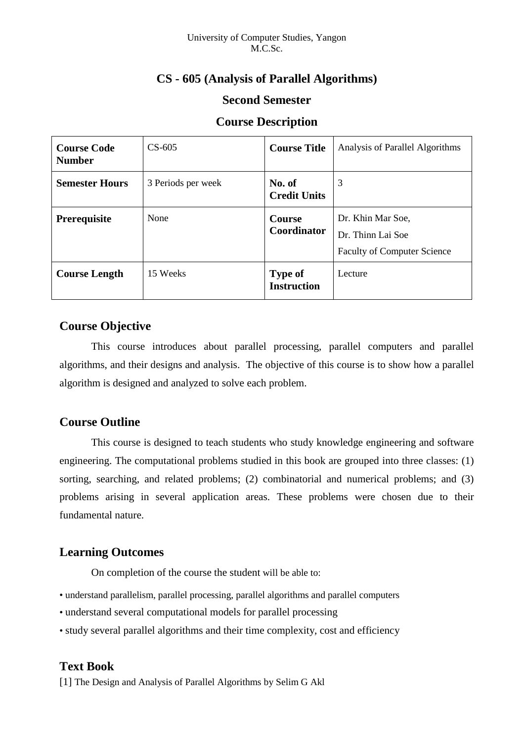University of Computer Studies, Yangon
M.C.Sc.

# CS - 605 (Analysis of Parallel Algorithms)

## Second Semester

## Course Description

| **Course Code Number** | CS-605 | **Course Title** | Analysis of Parallel Algorithms |
|---|---|---|---|
| **Semester Hours** | 3 Periods per week | **No. of Credit Units** | 3 |
| **Prerequisite** | None | **Course Coordinator** | Dr. Khin Mar Soe,<br>Dr. Thinn Lai Soe<br>Faculty of Computer Science |
| **Course Length** | 15 Weeks | **Type of Instruction** | Lecture |

### Course Objective

This course introduces about parallel processing, parallel computers and parallel algorithms, and their designs and analysis. The objective of this course is to show how a parallel algorithm is designed and analyzed to solve each problem.

### Course Outline

This course is designed to teach students who study knowledge engineering and software engineering. The computational problems studied in this book are grouped into three classes: (1) sorting, searching, and related problems; (2) combinatorial and numerical problems; and (3) problems arising in several application areas. These problems were chosen due to their fundamental nature.

### Learning Outcomes

On completion of the course the student will be able to:

- understand parallelism, parallel processing, parallel algorithms and parallel computers
- understand several computational models for parallel processing
- study several parallel algorithms and their time complexity, cost and efficiency

### Text Book

[1] The Design and Analysis of Parallel Algorithms by Selim G Akl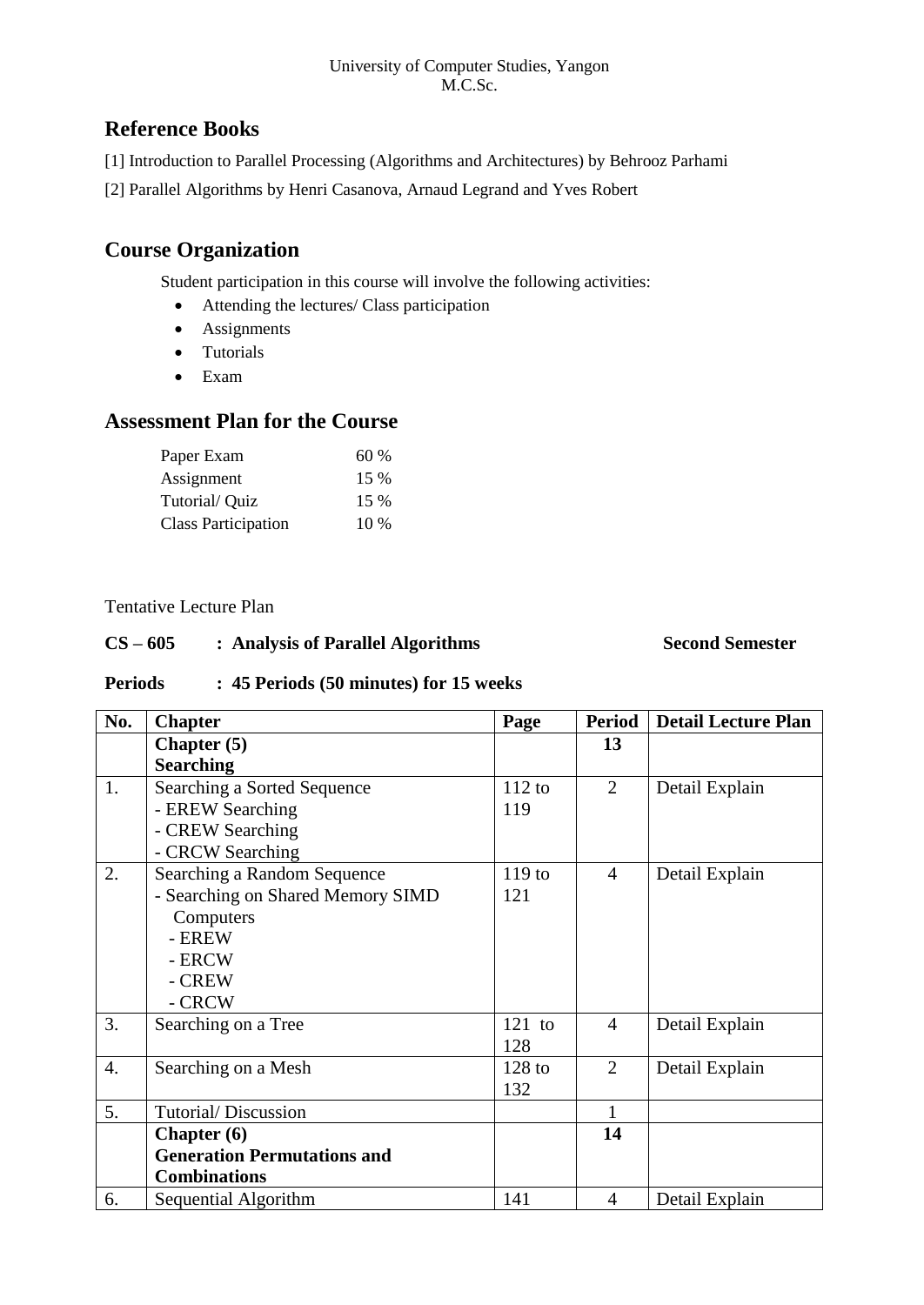University of Computer Studies, Yangon
M.C.Sc.

## Reference Books

[1] Introduction to Parallel Processing (Algorithms and Architectures) by Behrooz Parhami

[2] Parallel Algorithms by Henri Casanova, Arnaud Legrand and Yves Robert

## Course Organization

Student participation in this course will involve the following activities:

- Attending the lectures/ Class participation
- Assignments
- Tutorials
- Exam

## Assessment Plan for the Course

| | |
|---|---|
| Paper Exam | 60 % |
| Assignment | 15 % |
| Tutorial/ Quiz | 15 % |
| Class Participation | 10 % |

Tentative Lecture Plan

**CS – 605 : Analysis of Parallel Algorithms** **Second Semester**

**Periods : 45 Periods (50 minutes) for 15 weeks**

| No. | Chapter | Page | Period | Detail Lecture Plan |
|---|---|---|---|---|
| | **Chapter (5)**<br>**Searching** | | **13** | |
| 1. | Searching a Sorted Sequence<br>- EREW Searching<br>- CREW Searching<br>- CRCW Searching | 112 to 119 | 2 | Detail Explain |
| 2. | Searching a Random Sequence<br>- Searching on Shared Memory SIMD Computers<br>- EREW<br>- ERCW<br>- CREW<br>- CRCW | 119 to 121 | 4 | Detail Explain |
| 3. | Searching on a Tree | 121 to 128 | 4 | Detail Explain |
| 4. | Searching on a Mesh | 128 to 132 | 2 | Detail Explain |
| 5. | Tutorial/ Discussion | | 1 | |
| | **Chapter (6)**<br>**Generation Permutations and Combinations** | | **14** | |
| 6. | Sequential Algorithm | 141 | 4 | Detail Explain |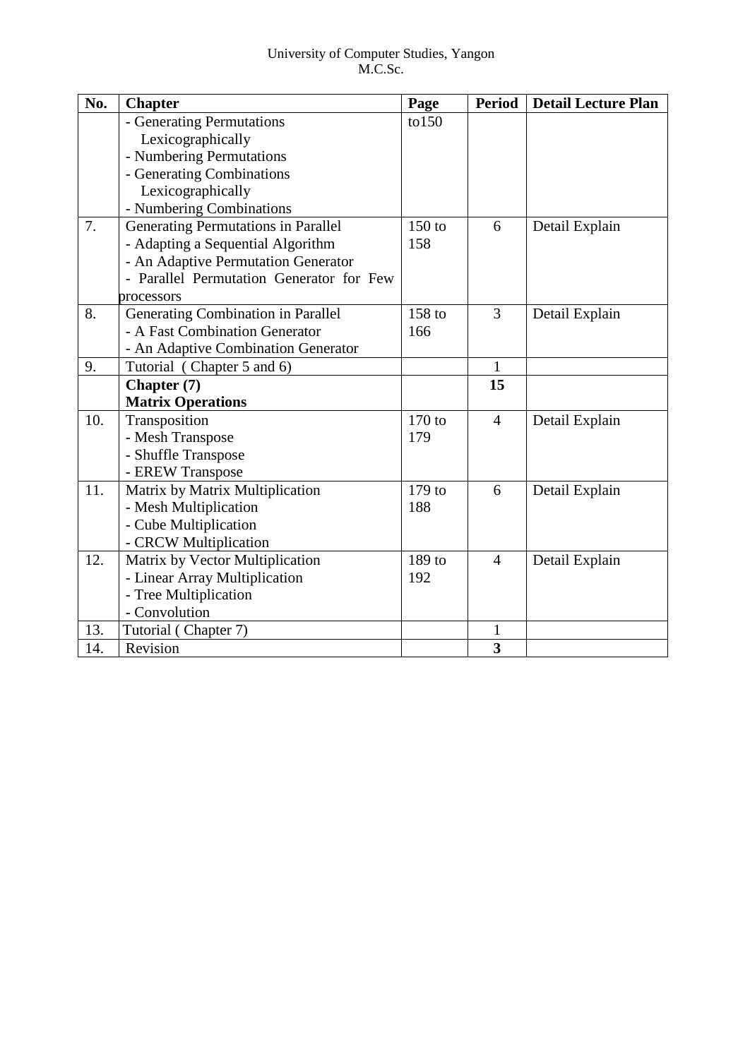| No. | Chapter | Page | Period | Detail Lecture Plan |
|---|---|---|---|---|
| | - Generating Permutations Lexicographically<br>- Numbering Permutations<br>- Generating Combinations Lexicographically<br>- Numbering Combinations | to150 | | |
| 7. | Generating Permutations in Parallel<br>- Adapting a Sequential Algorithm<br>- An Adaptive Permutation Generator<br>- Parallel Permutation Generator for Few processors | 150 to 158 | 6 | Detail Explain |
| 8. | Generating Combination in Parallel<br>- A Fast Combination Generator<br>- An Adaptive Combination Generator | 158 to 166 | 3 | Detail Explain |
| 9. | Tutorial ( Chapter 5 and 6) | | 1 | |
| | **Chapter (7)**<br>**Matrix Operations** | | **15** | |
| 10. | Transposition<br>- Mesh Transpose<br>- Shuffle Transpose<br>- EREW Transpose | 170 to 179 | 4 | Detail Explain |
| 11. | Matrix by Matrix Multiplication<br>- Mesh Multiplication<br>- Cube Multiplication<br>- CRCW Multiplication | 179 to 188 | 6 | Detail Explain |
| 12. | Matrix by Vector Multiplication<br>- Linear Array Multiplication<br>- Tree Multiplication<br>- Convolution | 189 to 192 | 4 | Detail Explain |
| 13. | Tutorial ( Chapter 7) | | 1 | |
| 14. | Revision | | **3** | |